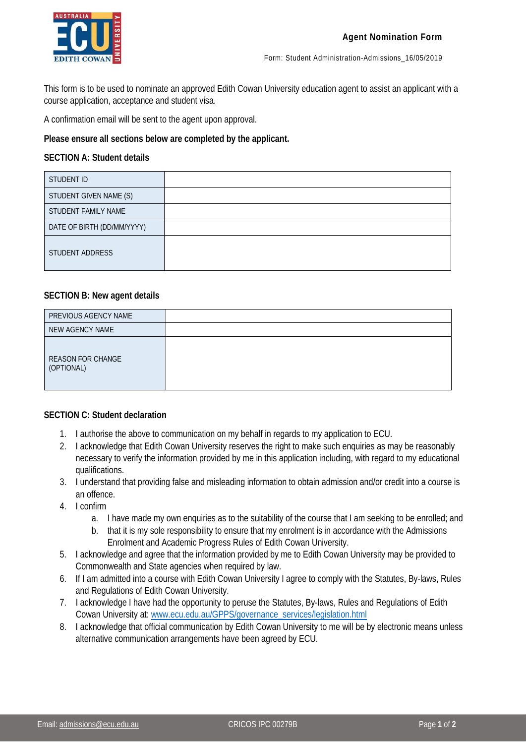# Agent Nomination Form

Form: Student Administration-Admissions_16/05/2019

This form is to be used to nominate an approved Edith Cowan University education agent to assist an applicant with a course application, acceptance and student visa.

A confirmation email will be sent to the agent upon approval.

**Please ensure all sections below are completed by the applicant.**

## SECTION A: Student details

| | |
|---|---|
| STUDENT ID | |
| STUDENT GIVEN NAME (S) | |
| STUDENT FAMILY NAME | |
| DATE OF BIRTH (DD/MM/YYYY) | |
| STUDENT ADDRESS | |

## SECTION B: New agent details

| | |
|---|---|
| PREVIOUS AGENCY NAME | |
| NEW AGENCY NAME | |
| REASON FOR CHANGE (OPTIONAL) | |

## SECTION C: Student declaration

1. I authorise the above to communication on my behalf in regards to my application to ECU.
2. I acknowledge that Edith Cowan University reserves the right to make such enquiries as may be reasonably necessary to verify the information provided by me in this application including, with regard to my educational qualifications.
3. I understand that providing false and misleading information to obtain admission and/or credit into a course is an offence.
4. I confirm
   a. I have made my own enquiries as to the suitability of the course that I am seeking to be enrolled; and
   b. that it is my sole responsibility to ensure that my enrolment is in accordance with the Admissions Enrolment and Academic Progress Rules of Edith Cowan University.
5. I acknowledge and agree that the information provided by me to Edith Cowan University may be provided to Commonwealth and State agencies when required by law.
6. If I am admitted into a course with Edith Cowan University I agree to comply with the Statutes, By-laws, Rules and Regulations of Edith Cowan University.
7. I acknowledge I have had the opportunity to peruse the Statutes, By-laws, Rules and Regulations of Edith Cowan University at: www.ecu.edu.au/GPPS/governance_services/legislation.html
8. I acknowledge that official communication by Edith Cowan University to me will be by electronic means unless alternative communication arrangements have been agreed by ECU.

Email: admissions@ecu.edu.au CRICOS IPC 00279B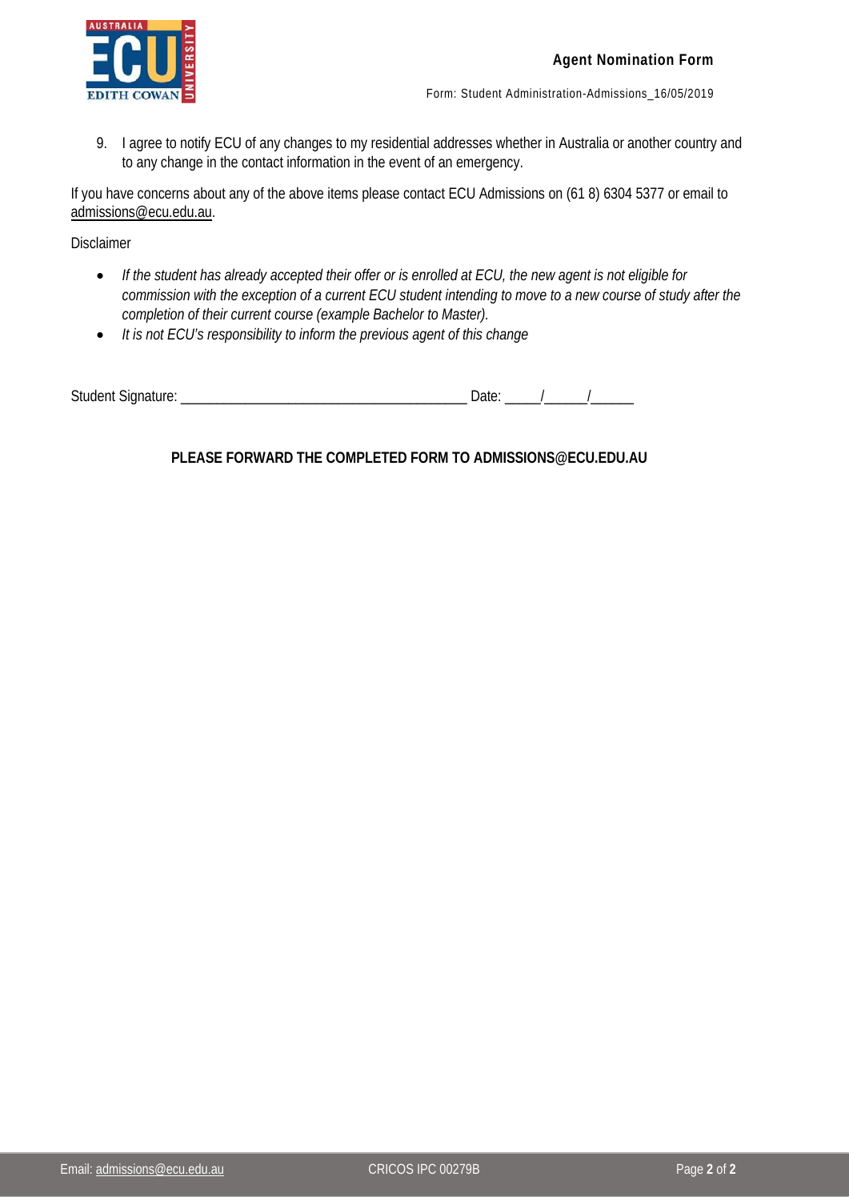9. I agree to notify ECU of any changes to my residential addresses whether in Australia or another country and to any change in the contact information in the event of an emergency.

If you have concerns about any of the above items please contact ECU Admissions on (61 8) 6304 5377 or email to admissions@ecu.edu.au.

Disclaimer

- *If the student has already accepted their offer or is enrolled at ECU, the new agent is not eligible for commission with the exception of a current ECU student intending to move to a new course of study after the completion of their current course (example Bachelor to Master).*
- *It is not ECU's responsibility to inform the previous agent of this change*

Student Signature: ______________________________________ Date: _____/______/______

**PLEASE FORWARD THE COMPLETED FORM TO ADMISSIONS@ECU.EDU.AU**